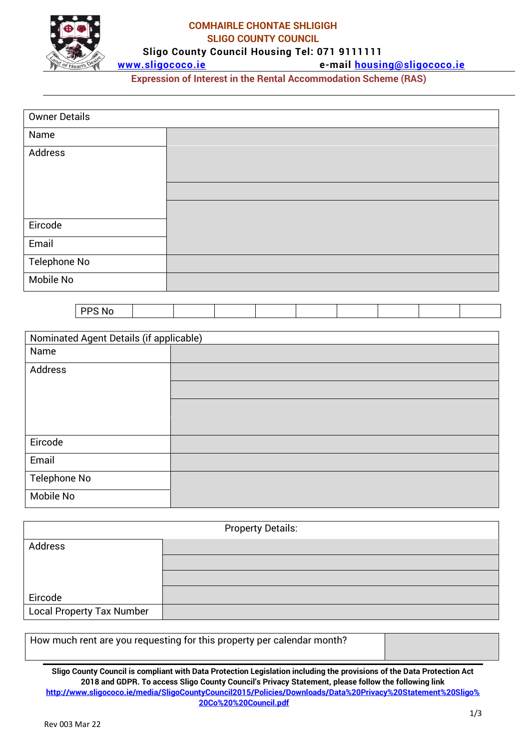# COMHAIRLE CHONTAE SHLIGIGH
# SLIGO COUNTY COUNCIL

**Sligo County Council Housing Tel: 071 9111111**

**www.sligococo.ie** **e-mail housing@sligococo.ie**

## Expression of Interest in the Rental Accommodation Scheme (RAS)

| Owner Details | |
|---|---|
| Name | |
| Address | |
| | |
| | |
| Eircode | |
| Email | |
| Telephone No | |
| Mobile No | |

| PPS No | | | | | | | | | |
|---|---|---|---|---|---|---|---|---|---|

| Nominated Agent Details (if applicable) | |
|---|---|
| Name | |
| Address | |
| | |
| | |
| Eircode | |
| Email | |
| Telephone No | |
| Mobile No | |

| Property Details: | |
|---|---|
| Address | |
| | |
| | |
| Eircode | |
| Local Property Tax Number | |

| How much rent are you requesting for this property per calendar month? | |
|---|---|

**Sligo County Council is compliant with Data Protection Legislation including the provisions of the Data Protection Act 2018 and GDPR. To access Sligo County Council's Privacy Statement, please follow the following link http://www.sligococo.ie/media/SligoCountyCouncil2015/Policies/Downloads/Data%20Privacy%20Statement%20Sligo%20Co%20%20Council.pdf**

Rev 003 Mar 22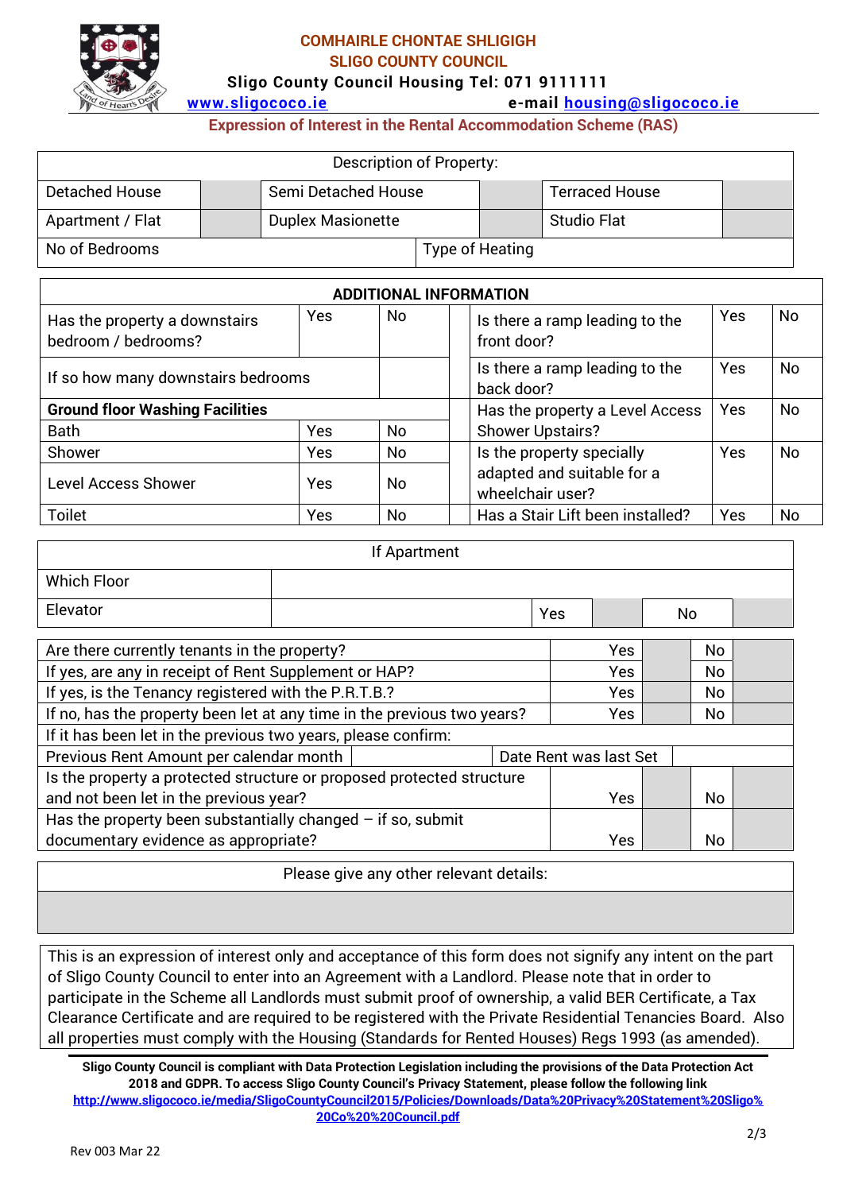**COMHAIRLE CHONTAE SHLIGIGH**
**SLIGO COUNTY COUNCIL**
**Sligo County Council Housing Tel: 071 9111111**
[www.sligococo.ie](http://www.sligococo.ie) e-mail [housing@sligococo.ie](mailto:housing@sligococo.ie)

## Expression of Interest in the Rental Accommodation Scheme (RAS)

| Description of Property: | | | | | |
|---|---|---|---|---|---|
| Detached House | | Semi Detached House | | Terraced House | |
| Apartment / Flat | | Duplex Masionette | | Studio Flat | |
| No of Bedrooms | | Type of Heating | | | |

| **ADDITIONAL INFORMATION** | | | | | |
|---|---|---|---|---|---|
| Has the property a downstairs bedroom / bedrooms? | Yes | No | Is there a ramp leading to the front door? | Yes | No |
| If so how many downstairs bedrooms | | | Is there a ramp leading to the back door? | Yes | No |
| **Ground floor Washing Facilities** | | | Has the property a Level Access Shower Upstairs? | Yes | No |
| Bath | Yes | No | | | |
| Shower | Yes | No | Is the property specially adapted and suitable for a wheelchair user? | Yes | No |
| Level Access Shower | Yes | No | | | |
| Toilet | Yes | No | Has a Stair Lift been installed? | Yes | No |

| If Apartment | | | | | |
|---|---|---|---|---|---|
| Which Floor | | | | | |
| Elevator | | Yes | | No | |

| | | | | |
|---|---|---|---|---|
| Are there currently tenants in the property? | Yes | | No | |
| If yes, are any in receipt of Rent Supplement or HAP? | Yes | | No | |
| If yes, is the Tenancy registered with the P.R.T.B.? | Yes | | No | |
| If no, has the property been let at any time in the previous two years? | Yes | | No | |
| If it has been let in the previous two years, please confirm: | | | | |
| Previous Rent Amount per calendar month | | Date Rent was last Set | | |
| Is the property a protected structure or proposed protected structure and not been let in the previous year? | Yes | | No | |
| Has the property been substantially changed – if so, submit documentary evidence as appropriate? | Yes | | No | |

| Please give any other relevant details: |
|---|
| |

This is an expression of interest only and acceptance of this form does not signify any intent on the part of Sligo County Council to enter into an Agreement with a Landlord. Please note that in order to participate in the Scheme all Landlords must submit proof of ownership, a valid BER Certificate, a Tax Clearance Certificate and are required to be registered with the Private Residential Tenancies Board. Also all properties must comply with the Housing (Standards for Rented Houses) Regs 1993 (as amended).

**Sligo County Council is compliant with Data Protection Legislation including the provisions of the Data Protection Act 2018 and GDPR. To access Sligo County Council's Privacy Statement, please follow the following link**
[http://www.sligococo.ie/media/SligoCountyCouncil2015/Policies/Downloads/Data%20Privacy%20Statement%20Sligo%20Co%20%20Council.pdf](http://www.sligococo.ie/media/SligoCountyCouncil2015/Policies/Downloads/Data%20Privacy%20Statement%20Sligo%20Co%20%20Council.pdf)

Rev 003 Mar 22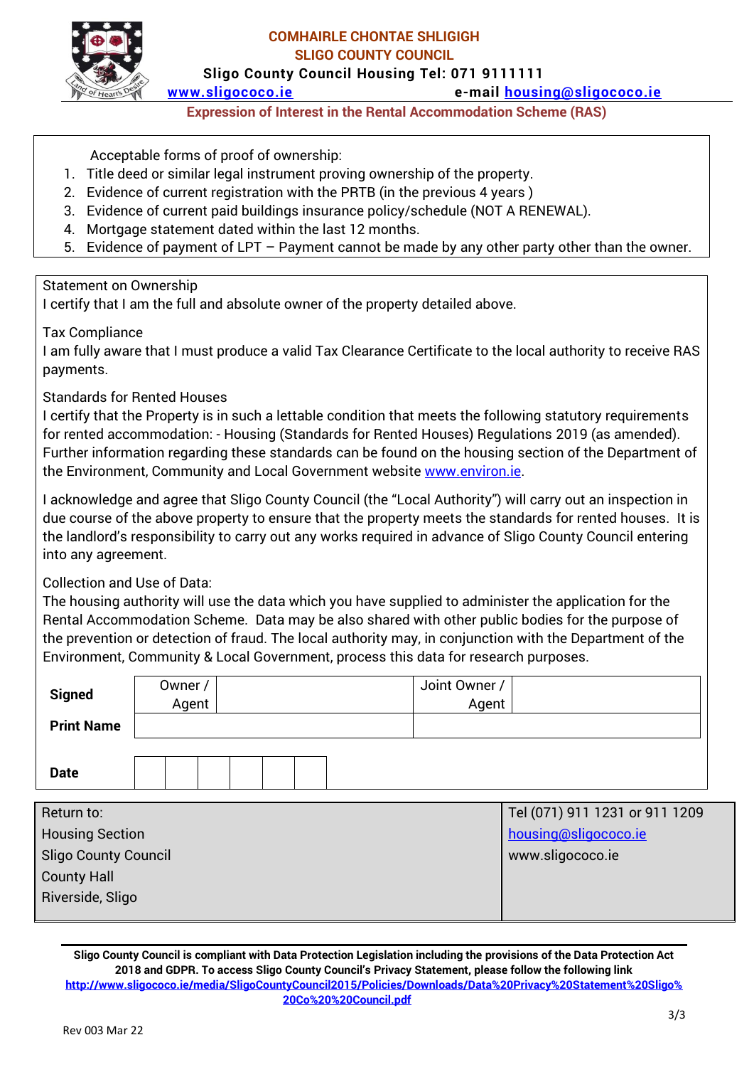**COMHAIRLE CHONTAE SHLIGIGH**
**SLIGO COUNTY COUNCIL**
**Sligo County Council Housing Tel: 071 9111111**
**www.sligococo.ie** **e-mail housing@sligococo.ie**

## Expression of Interest in the Rental Accommodation Scheme (RAS)

Acceptable forms of proof of ownership:

1. Title deed or similar legal instrument proving ownership of the property.
2. Evidence of current registration with the PRTB (in the previous 4 years )
3. Evidence of current paid buildings insurance policy/schedule (NOT A RENEWAL).
4. Mortgage statement dated within the last 12 months.
5. Evidence of payment of LPT – Payment cannot be made by any other party other than the owner.

Statement on Ownership
I certify that I am the full and absolute owner of the property detailed above.

Tax Compliance
I am fully aware that I must produce a valid Tax Clearance Certificate to the local authority to receive RAS payments.

Standards for Rented Houses
I certify that the Property is in such a lettable condition that meets the following statutory requirements for rented accommodation: - Housing (Standards for Rented Houses) Regulations 2019 (as amended). Further information regarding these standards can be found on the housing section of the Department of the Environment, Community and Local Government website www.environ.ie.

I acknowledge and agree that Sligo County Council (the "Local Authority") will carry out an inspection in due course of the above property to ensure that the property meets the standards for rented houses. It is the landlord's responsibility to carry out any works required in advance of Sligo County Council entering into any agreement.

Collection and Use of Data:
The housing authority will use the data which you have supplied to administer the application for the Rental Accommodation Scheme. Data may be also shared with other public bodies for the purpose of the prevention or detection of fraud. The local authority may, in conjunction with the Department of the Environment, Community & Local Government, process this data for research purposes.

| | | | | |
|---|---|---|---|---|
| **Signed** | Owner / Agent | | Joint Owner / Agent | |
| **Print Name** | | | | |
| **Date** | | | | |

| | |
|---|---|
| Return to:<br>Housing Section<br>Sligo County Council<br>County Hall<br>Riverside, Sligo | Tel (071) 911 1231 or 911 1209<br>housing@sligococo.ie<br>www.sligococo.ie |

**Sligo County Council is compliant with Data Protection Legislation including the provisions of the Data Protection Act 2018 and GDPR. To access Sligo County Council's Privacy Statement, please follow the following link http://www.sligococo.ie/media/SligoCountyCouncil2015/Policies/Downloads/Data%20Privacy%20Statement%20Sligo%20Co%20%20Council.pdf**

Rev 003 Mar 22